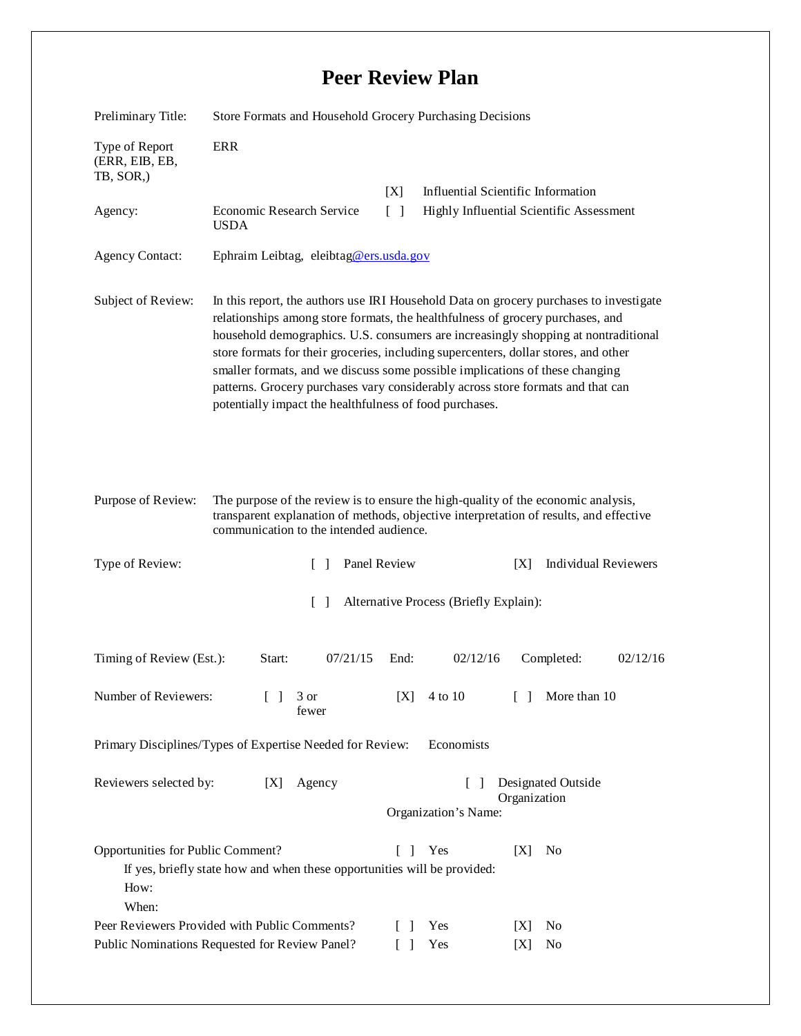# Peer Review Plan

Preliminary Title: Store Formats and Household Grocery Purchasing Decisions

Type of Report (ERR, EIB, EB, TB, SOR,): ERR

[X] Influential Scientific Information

[ ] Highly Influential Scientific Assessment

Agency: Economic Research Service USDA

Agency Contact: Ephraim Leibtag, eleibtag@ers.usda.gov

Subject of Review: In this report, the authors use IRI Household Data on grocery purchases to investigate relationships among store formats, the healthfulness of grocery purchases, and household demographics. U.S. consumers are increasingly shopping at nontraditional store formats for their groceries, including supercenters, dollar stores, and other smaller formats, and we discuss some possible implications of these changing patterns. Grocery purchases vary considerably across store formats and that can potentially impact the healthfulness of food purchases.

Purpose of Review: The purpose of the review is to ensure the high-quality of the economic analysis, transparent explanation of methods, objective interpretation of results, and effective communication to the intended audience.

Type of Review: [ ] Panel Review [X] Individual Reviewers

[ ] Alternative Process (Briefly Explain):

Timing of Review (Est.): Start: 07/21/15 End: 02/12/16 Completed: 02/12/16

Number of Reviewers: [ ] 3 or fewer [X] 4 to 10 [ ] More than 10

Primary Disciplines/Types of Expertise Needed for Review: Economists

Reviewers selected by: [X] Agency [ ] Designated Outside Organization

Organization's Name:

Opportunities for Public Comment? [ ] Yes [X] No

If yes, briefly state how and when these opportunities will be provided:

How:

When:

Peer Reviewers Provided with Public Comments? [ ] Yes [X] No

Public Nominations Requested for Review Panel? [ ] Yes [X] No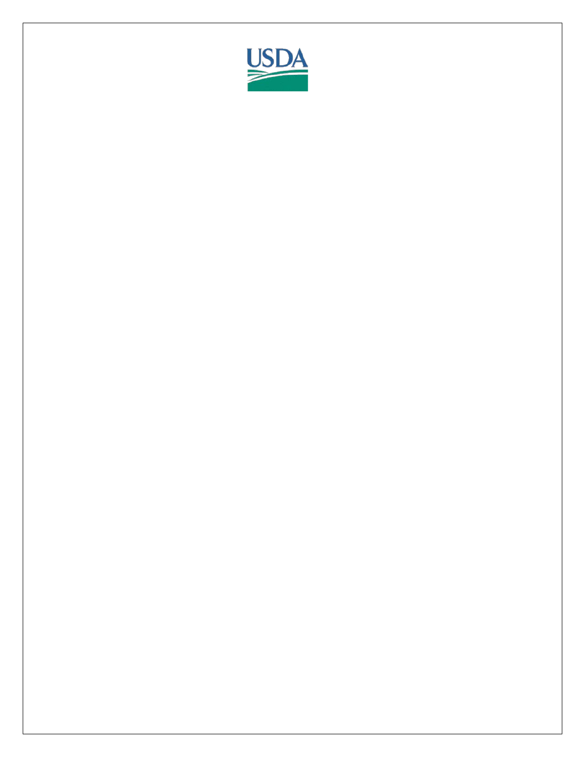USDA